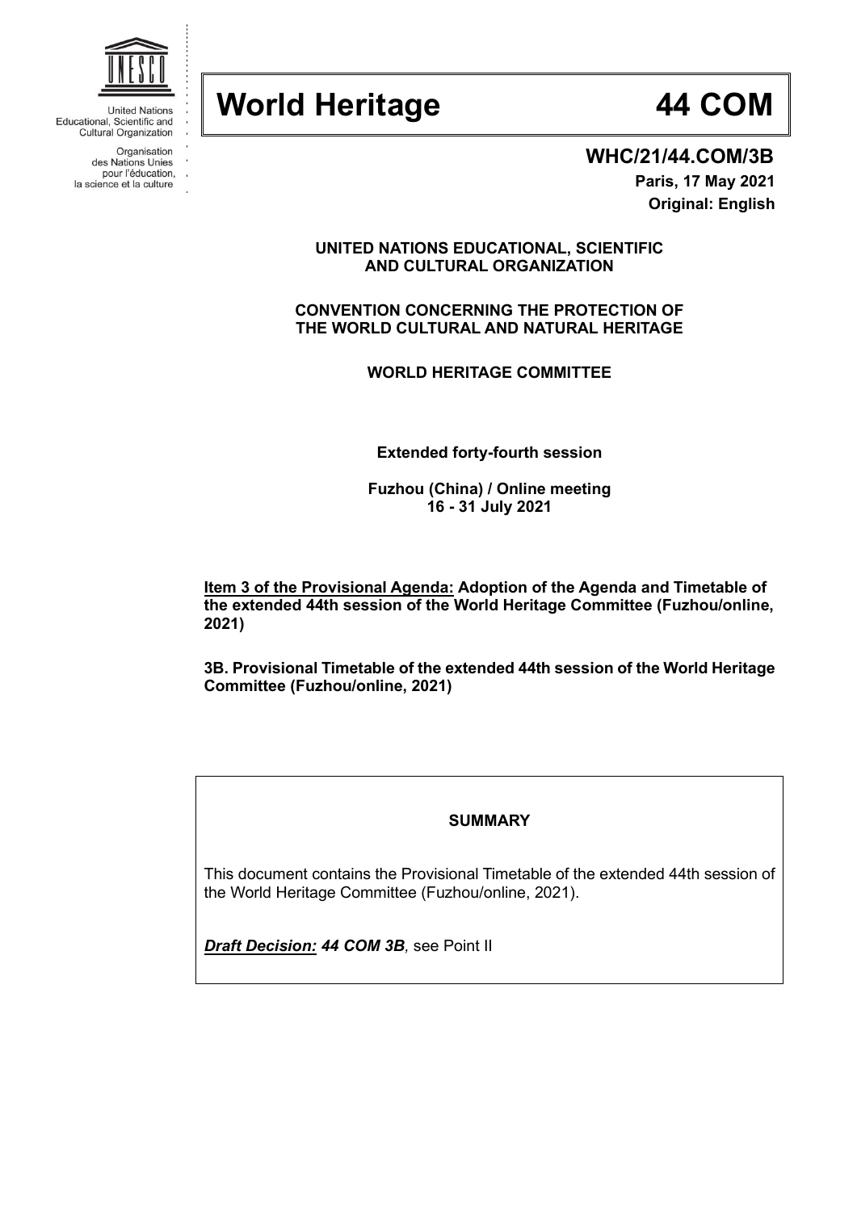United Nations Educational, Scientific and Cultural Organization

Organisation des Nations Unies pour l'éducation, la science et la culture

# World Heritage 44 COM

**WHC/21/44.COM/3B**

**Paris, 17 May 2021**

**Original: English**

**UNITED NATIONS EDUCATIONAL, SCIENTIFIC AND CULTURAL ORGANIZATION**

**CONVENTION CONCERNING THE PROTECTION OF THE WORLD CULTURAL AND NATURAL HERITAGE**

**WORLD HERITAGE COMMITTEE**

**Extended forty-fourth session**

**Fuzhou (China) / Online meeting**
**16 - 31 July 2021**

**Item 3 of the Provisional Agenda: Adoption of the Agenda and Timetable of the extended 44th session of the World Heritage Committee (Fuzhou/online, 2021)**

**3B. Provisional Timetable of the extended 44th session of the World Heritage Committee (Fuzhou/online, 2021)**

**SUMMARY**

This document contains the Provisional Timetable of the extended 44th session of the World Heritage Committee (Fuzhou/online, 2021).

***Draft Decision:* *44 COM 3B*,** see Point II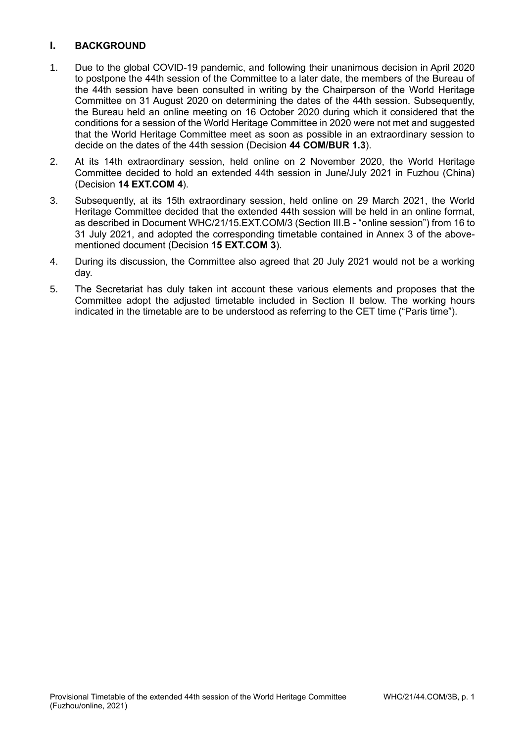## I. BACKGROUND

1. Due to the global COVID-19 pandemic, and following their unanimous decision in April 2020 to postpone the 44th session of the Committee to a later date, the members of the Bureau of the 44th session have been consulted in writing by the Chairperson of the World Heritage Committee on 31 August 2020 on determining the dates of the 44th session. Subsequently, the Bureau held an online meeting on 16 October 2020 during which it considered that the conditions for a session of the World Heritage Committee in 2020 were not met and suggested that the World Heritage Committee meet as soon as possible in an extraordinary session to decide on the dates of the 44th session (Decision **44 COM/BUR 1.3**).

2. At its 14th extraordinary session, held online on 2 November 2020, the World Heritage Committee decided to hold an extended 44th session in June/July 2021 in Fuzhou (China) (Decision **14 EXT.COM 4**).

3. Subsequently, at its 15th extraordinary session, held online on 29 March 2021, the World Heritage Committee decided that the extended 44th session will be held in an online format, as described in Document WHC/21/15.EXT.COM/3 (Section III.B - "online session") from 16 to 31 July 2021, and adopted the corresponding timetable contained in Annex 3 of the above-mentioned document (Decision **15 EXT.COM 3**).

4. During its discussion, the Committee also agreed that 20 July 2021 would not be a working day.

5. The Secretariat has duly taken int account these various elements and proposes that the Committee adopt the adjusted timetable included in Section II below. The working hours indicated in the timetable are to be understood as referring to the CET time ("Paris time").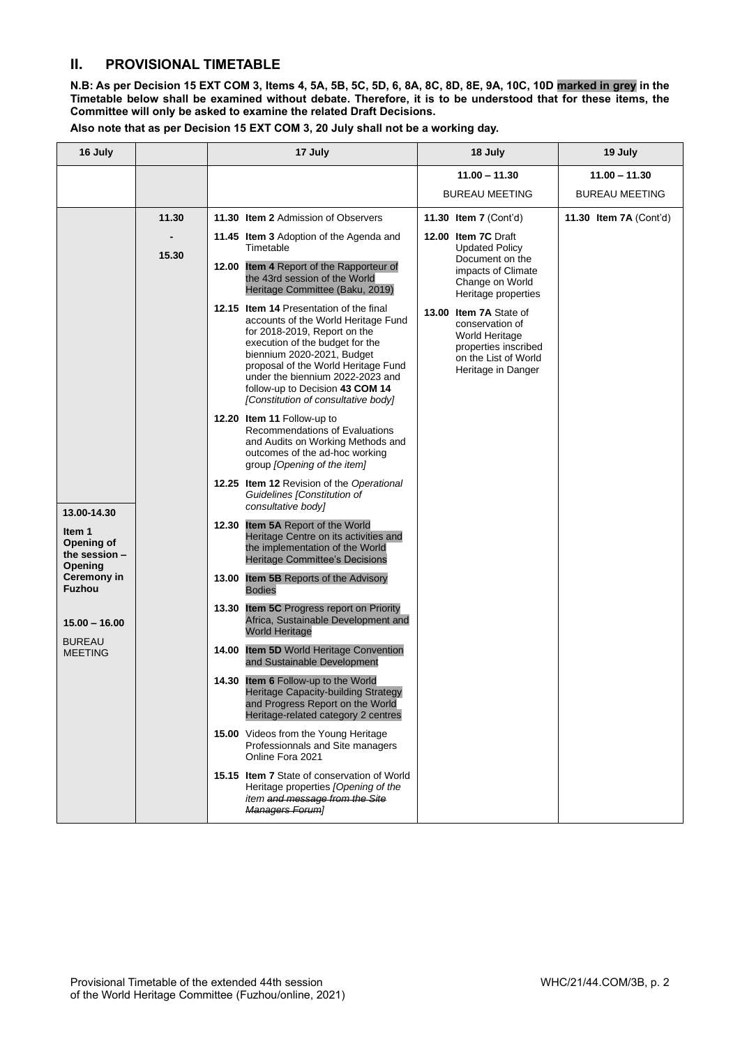## II. PROVISIONAL TIMETABLE

**N.B: As per Decision 15 EXT COM 3, Items 4, 5A, 5B, 5C, 5D, 6, 8A, 8C, 8D, 8E, 9A, 10C, 10D marked in grey in the Timetable below shall be examined without debate. Therefore, it is to be understood that for these items, the Committee will only be asked to examine the related Draft Decisions.**

**Also note that as per Decision 15 EXT COM 3, 20 July shall not be a working day.**

| 16 July | | 17 July | 18 July | 19 July |
|---|---|---|---|---|
| | | | **11.00 – 11.30**<br>BUREAU MEETING | **11.00 – 11.30**<br>BUREAU MEETING |
| **13.00-14.30**<br>**Item 1 Opening of the session – Opening Ceremony in Fuzhou**<br><br>**15.00 – 16.00**<br>BUREAU MEETING | **11.30 - 15.30** | **11.30 Item 2** Admission of Observers<br>**11.45 Item 3** Adoption of the Agenda and Timetable<br>**12.00 Item 4** Report of the Rapporteur of the 43rd session of the World Heritage Committee (Baku, 2019)<br>**12.15 Item 14** Presentation of the final accounts of the World Heritage Fund for 2018-2019, Report on the execution of the budget for the biennium 2020-2021, Budget proposal of the World Heritage Fund under the biennium 2022-2023 and follow-up to Decision **43 COM 14** *[Constitution of consultative body]*<br>**12.20 Item 11** Follow-up to Recommendations of Evaluations and Audits on Working Methods and outcomes of the ad-hoc working group *[Opening of the item]*<br>**12.25 Item 12** Revision of the *Operational Guidelines [Constitution of consultative body]*<br>**12.30 Item 5A** Report of the World Heritage Centre on its activities and the implementation of the World Heritage Committee's Decisions<br>**13.00 Item 5B** Reports of the Advisory Bodies<br>**13.30 Item 5C** Progress report on Priority Africa, Sustainable Development and World Heritage<br>**14.00 Item 5D** World Heritage Convention and Sustainable Development<br>**14.30 Item 6** Follow-up to the World Heritage Capacity-building Strategy and Progress Report on the World Heritage-related category 2 centres<br>**15.00** Videos from the Young Heritage Professionnals and Site managers Online Fora 2021<br>**15.15 Item 7** State of conservation of World Heritage properties *[Opening of the item ~~and message from the Site Managers Forum~~]* | **11.30 Item 7** (Cont'd)<br>**12.00 Item 7C** Draft Updated Policy Document on the impacts of Climate Change on World Heritage properties<br>**13.00 Item 7A** State of conservation of World Heritage properties inscribed on the List of World Heritage in Danger | **11.30 Item 7A** (Cont'd) |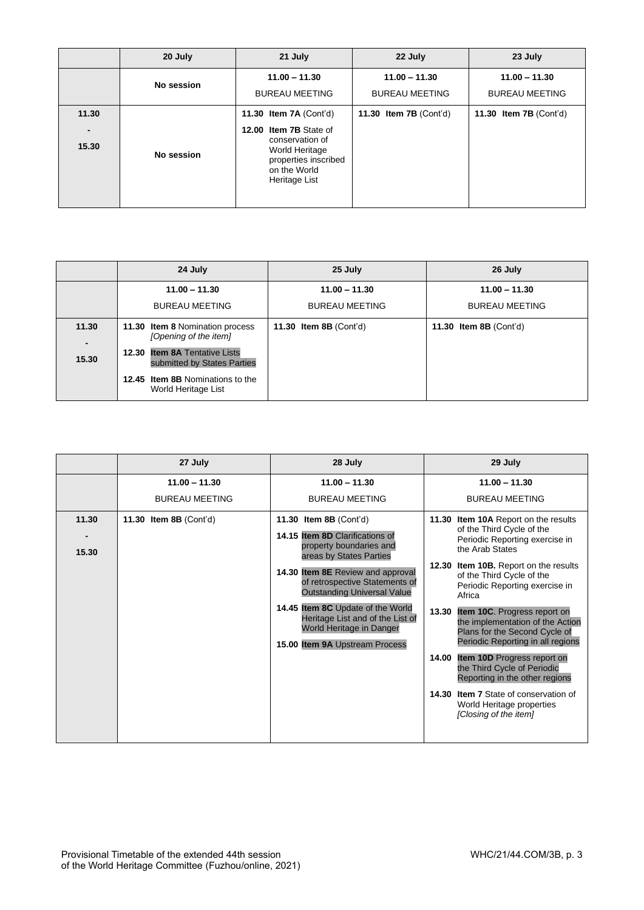| | 20 July | 21 July | 22 July | 23 July |
|---|---|---|---|---|
| | No session | **11.00 – 11.30** BUREAU MEETING | **11.00 – 11.30** BUREAU MEETING | **11.00 – 11.30** BUREAU MEETING |
| **11.30 - 15.30** | No session | **11.30 Item 7A** (Cont'd) **12.00 Item 7B** State of conservation of World Heritage properties inscribed on the World Heritage List | **11.30 Item 7B** (Cont'd) | **11.30 Item 7B** (Cont'd) |

| | 24 July | 25 July | 26 July |
|---|---|---|---|
| | **11.00 – 11.30** BUREAU MEETING | **11.00 – 11.30** BUREAU MEETING | **11.00 – 11.30** BUREAU MEETING |
| **11.30 - 15.30** | **11.30 Item 8** Nomination process *[Opening of the item]* **12.30 Item 8A** Tentative Lists submitted by States Parties **12.45 Item 8B** Nominations to the World Heritage List | **11.30 Item 8B** (Cont'd) | **11.30 Item 8B** (Cont'd) |

| | 27 July | 28 July | 29 July |
|---|---|---|---|
| | **11.00 – 11.30** BUREAU MEETING | **11.00 – 11.30** BUREAU MEETING | **11.00 – 11.30** BUREAU MEETING |
| **11.30 - 15.30** | **11.30 Item 8B** (Cont'd) | **11.30 Item 8B** (Cont'd) **14.15 Item 8D** Clarifications of property boundaries and areas by States Parties **14.30 Item 8E** Review and approval of retrospective Statements of Outstanding Universal Value **14.45 Item 8C** Update of the World Heritage List and of the List of World Heritage in Danger **15.00 Item 9A** Upstream Process | **11.30 Item 10A** Report on the results of the Third Cycle of the Periodic Reporting exercise in the Arab States **12.30 Item 10B.** Report on the results of the Third Cycle of the Periodic Reporting exercise in Africa **13.30 Item 10C**. Progress report on the implementation of the Action Plans for the Second Cycle of Periodic Reporting in all regions **14.00 Item 10D** Progress report on the Third Cycle of Periodic Reporting in the other regions **14.30 Item 7** State of conservation of World Heritage properties *[Closing of the item]* |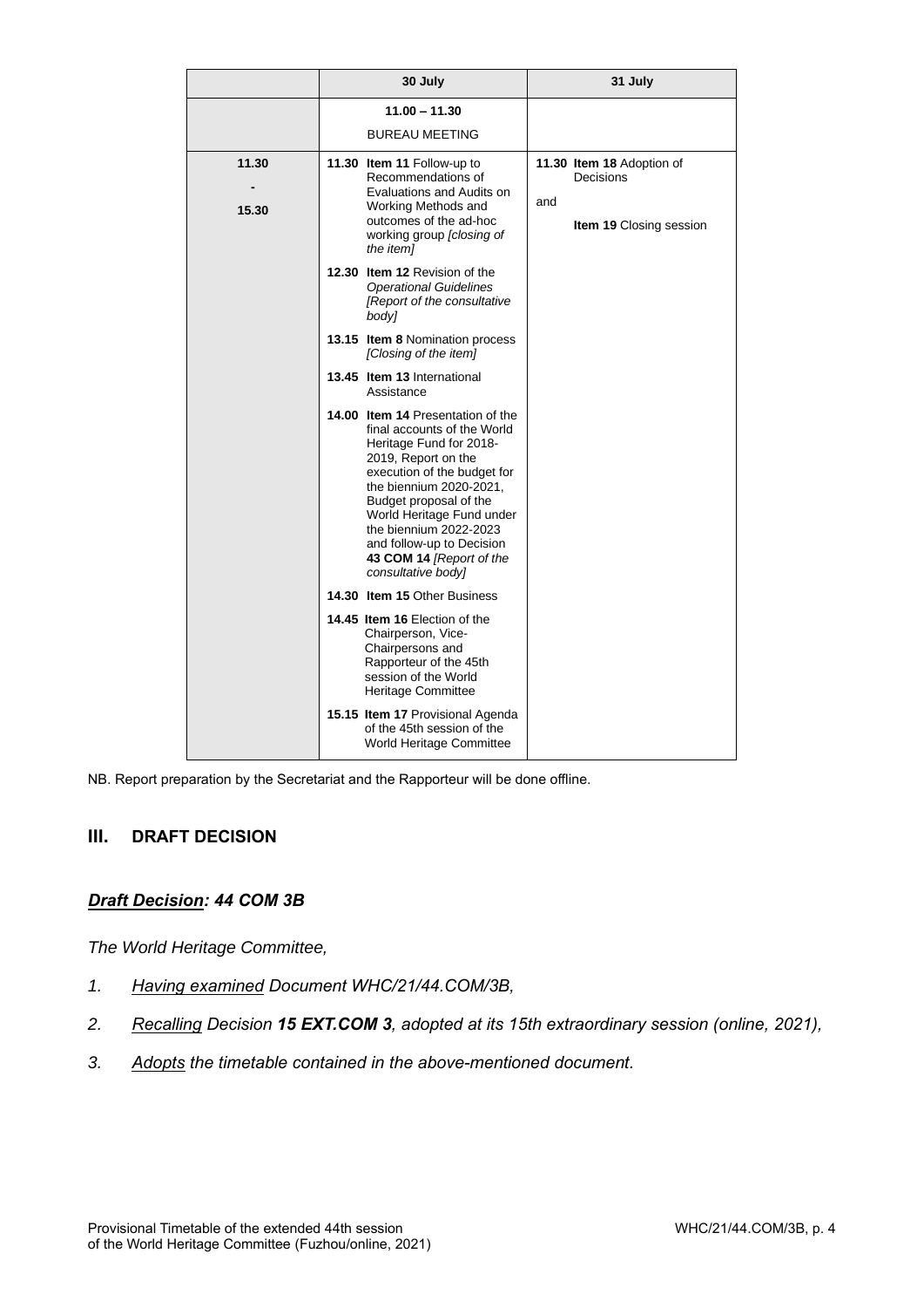| | 30 July | 31 July |
|---|---|---|
| | **11.00 – 11.30**<br>BUREAU MEETING | |
| **11.30**<br>**-**<br>**15.30** | **11.30 Item 11** Follow-up to Recommendations of Evaluations and Audits on Working Methods and outcomes of the ad-hoc working group *[closing of the item]*<br><br>**12.30 Item 12** Revision of the *Operational Guidelines [Report of the consultative body]*<br><br>**13.15 Item 8** Nomination process *[Closing of the item]*<br><br>**13.45 Item 13** International Assistance<br><br>**14.00 Item 14** Presentation of the final accounts of the World Heritage Fund for 2018-2019, Report on the execution of the budget for the biennium 2020-2021, Budget proposal of the World Heritage Fund under the biennium 2022-2023 and follow-up to Decision **43 COM 14** *[Report of the consultative body]*<br><br>**14.30 Item 15** Other Business<br><br>**14.45 Item 16** Election of the Chairperson, Vice-Chairpersons and Rapporteur of the 45th session of the World Heritage Committee<br><br>**15.15 Item 17** Provisional Agenda of the 45th session of the World Heritage Committee | **11.30 Item 18** Adoption of Decisions<br><br>and<br><br>**Item 19** Closing session |

NB. Report preparation by the Secretariat and the Rapporteur will be done offline.

## III. DRAFT DECISION

***Draft Decision*: 44 COM 3B**

*The World Heritage Committee,*

1. *Having examined Document WHC/21/44.COM/3B,*
2. *Recalling Decision* ***15 EXT.COM 3****, adopted at its 15th extraordinary session (online, 2021),*
3. *Adopts the timetable contained in the above-mentioned document.*